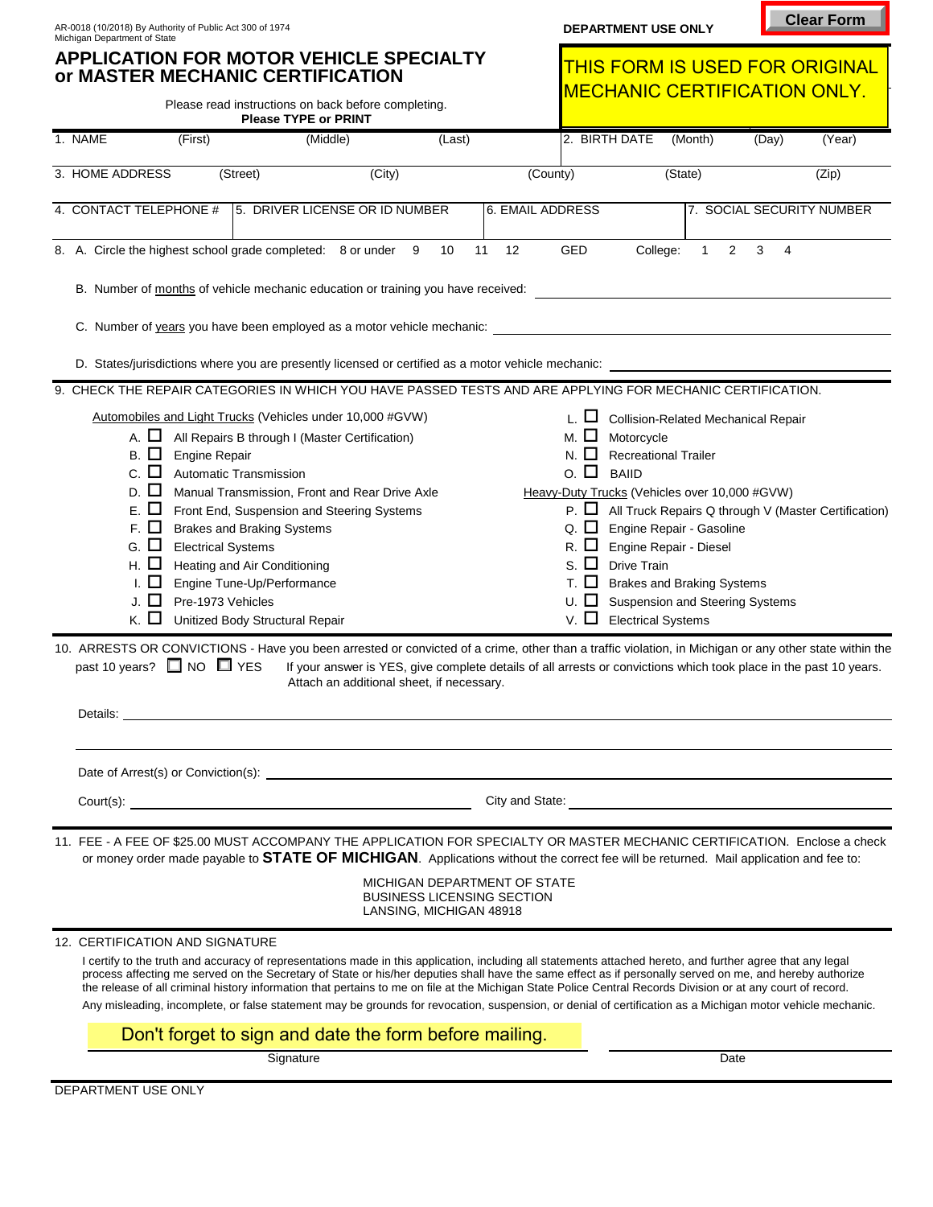AR-0018 (10/2018) By Authority of Public Act 300 of 1974
Michigan Department of State

DEPARTMENT USE ONLY

Clear Form

# APPLICATION FOR MOTOR VEHICLE SPECIALTY or MASTER MECHANIC CERTIFICATION

**THIS FORM IS USED FOR ORIGINAL MECHANIC CERTIFICATION ONLY.**

Please read instructions on back before completing.
**Please TYPE or PRINT**

| 1. NAME (First) (Middle) (Last) | 2. BIRTH DATE (Month) (Day) (Year) |
|---|---|
| | |

| 3. HOME ADDRESS (Street) (City) (County) (State) (Zip) |
|---|
| |

| 4. CONTACT TELEPHONE # | 5. DRIVER LICENSE OR ID NUMBER | 6. EMAIL ADDRESS | 7. SOCIAL SECURITY NUMBER |
|---|---|---|---|
| | | | |

8. A. Circle the highest school grade completed: 8 or under 9 10 11 12 GED College: 1 2 3 4

B. Number of months of vehicle mechanic education or training you have received: ____________

C. Number of years you have been employed as a motor vehicle mechanic: ____________

D. States/jurisdictions where you are presently licensed or certified as a motor vehicle mechanic: ____________

9. CHECK THE REPAIR CATEGORIES IN WHICH YOU HAVE PASSED TESTS AND ARE APPLYING FOR MECHANIC CERTIFICATION.

Automobiles and Light Trucks (Vehicles under 10,000 #GVW)

- A. ☐ All Repairs B through I (Master Certification)
- B. ☐ Engine Repair
- C. ☐ Automatic Transmission
- D. ☐ Manual Transmission, Front and Rear Drive Axle
- E. ☐ Front End, Suspension and Steering Systems
- F. ☐ Brakes and Braking Systems
- G. ☐ Electrical Systems
- H. ☐ Heating and Air Conditioning
- I. ☐ Engine Tune-Up/Performance
- J. ☐ Pre-1973 Vehicles
- K. ☐ Unitized Body Structural Repair
- L. ☐ Collision-Related Mechanical Repair
- M. ☐ Motorcycle
- N. ☐ Recreational Trailer
- O. ☐ BAIID

Heavy-Duty Trucks (Vehicles over 10,000 #GVW)

- P. ☐ All Truck Repairs Q through V (Master Certification)
- Q. ☐ Engine Repair - Gasoline
- R. ☐ Engine Repair - Diesel
- S. ☐ Drive Train
- T. ☐ Brakes and Braking Systems
- U. ☐ Suspension and Steering Systems
- V. ☐ Electrical Systems

10. ARRESTS OR CONVICTIONS - Have you been arrested or convicted of a crime, other than a traffic violation, in Michigan or any other state within the past 10 years? ☐ NO ☐ YES If your answer is YES, give complete details of all arrests or convictions which took place in the past 10 years. Attach an additional sheet, if necessary.

Details: ____________

Date of Arrest(s) or Conviction(s): ____________

Court(s): ____________ City and State: ____________

11. FEE - A FEE OF $25.00 MUST ACCOMPANY THE APPLICATION FOR SPECIALTY OR MASTER MECHANIC CERTIFICATION. Enclose a check or money order made payable to **STATE OF MICHIGAN**. Applications without the correct fee will be returned. Mail application and fee to:

MICHIGAN DEPARTMENT OF STATE
BUSINESS LICENSING SECTION
LANSING, MICHIGAN 48918

12. CERTIFICATION AND SIGNATURE

I certify to the truth and accuracy of representations made in this application, including all statements attached hereto, and further agree that any legal process affecting me served on the Secretary of State or his/her deputies shall have the same effect as if personally served on me, and hereby authorize the release of all criminal history information that pertains to me on file at the Michigan State Police Central Records Division or at any court of record.

Any misleading, incomplete, or false statement may be grounds for revocation, suspension, or denial of certification as a Michigan motor vehicle mechanic.

Don't forget to sign and date the form before mailing.

____________ Signature ____________ Date

DEPARTMENT USE ONLY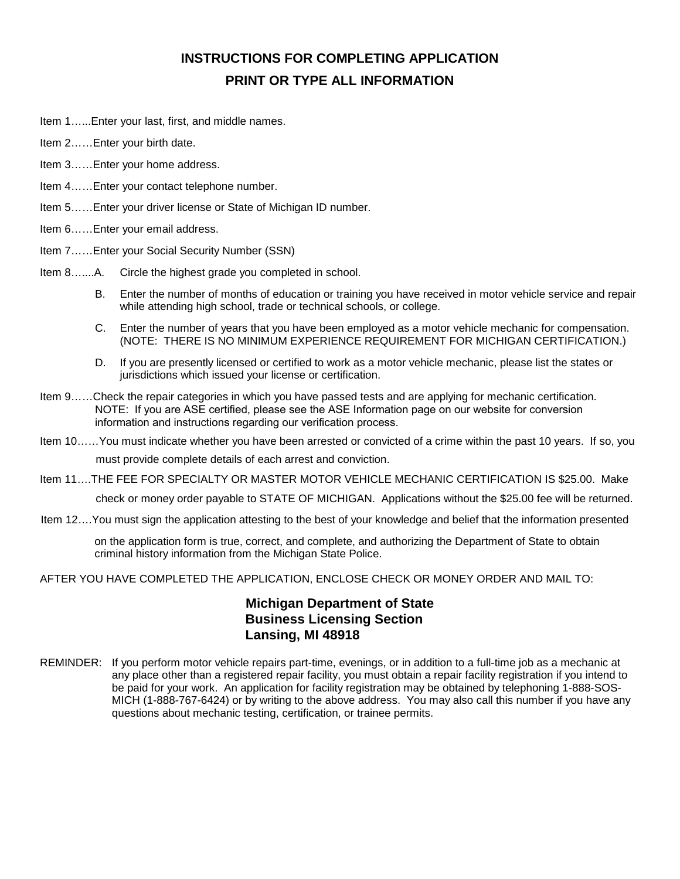# INSTRUCTIONS FOR COMPLETING APPLICATION

## PRINT OR TYPE ALL INFORMATION

Item 1…...Enter your last, first, and middle names.

Item 2……Enter your birth date.

Item 3……Enter your home address.

Item 4……Enter your contact telephone number.

Item 5……Enter your driver license or State of Michigan ID number.

Item 6……Enter your email address.

Item 7……Enter your Social Security Number (SSN)

Item 8…....A. Circle the highest grade you completed in school.

B. Enter the number of months of education or training you have received in motor vehicle service and repair while attending high school, trade or technical schools, or college.

C. Enter the number of years that you have been employed as a motor vehicle mechanic for compensation. (NOTE: THERE IS NO MINIMUM EXPERIENCE REQUIREMENT FOR MICHIGAN CERTIFICATION.)

D. If you are presently licensed or certified to work as a motor vehicle mechanic, please list the states or jurisdictions which issued your license or certification.

Item 9……Check the repair categories in which you have passed tests and are applying for mechanic certification. NOTE: If you are ASE certified, please see the ASE Information page on our website for conversion information and instructions regarding our verification process.

Item 10……You must indicate whether you have been arrested or convicted of a crime within the past 10 years. If so, you must provide complete details of each arrest and conviction.

Item 11….THE FEE FOR SPECIALTY OR MASTER MOTOR VEHICLE MECHANIC CERTIFICATION IS $25.00. Make check or money order payable to STATE OF MICHIGAN. Applications without the $25.00 fee will be returned.

Item 12….You must sign the application attesting to the best of your knowledge and belief that the information presented on the application form is true, correct, and complete, and authorizing the Department of State to obtain criminal history information from the Michigan State Police.

AFTER YOU HAVE COMPLETED THE APPLICATION, ENCLOSE CHECK OR MONEY ORDER AND MAIL TO:

**Michigan Department of State**
**Business Licensing Section**
**Lansing, MI 48918**

REMINDER: If you perform motor vehicle repairs part-time, evenings, or in addition to a full-time job as a mechanic at any place other than a registered repair facility, you must obtain a repair facility registration if you intend to be paid for your work. An application for facility registration may be obtained by telephoning 1-888-SOS-MICH (1-888-767-6424) or by writing to the above address. You may also call this number if you have any questions about mechanic testing, certification, or trainee permits.